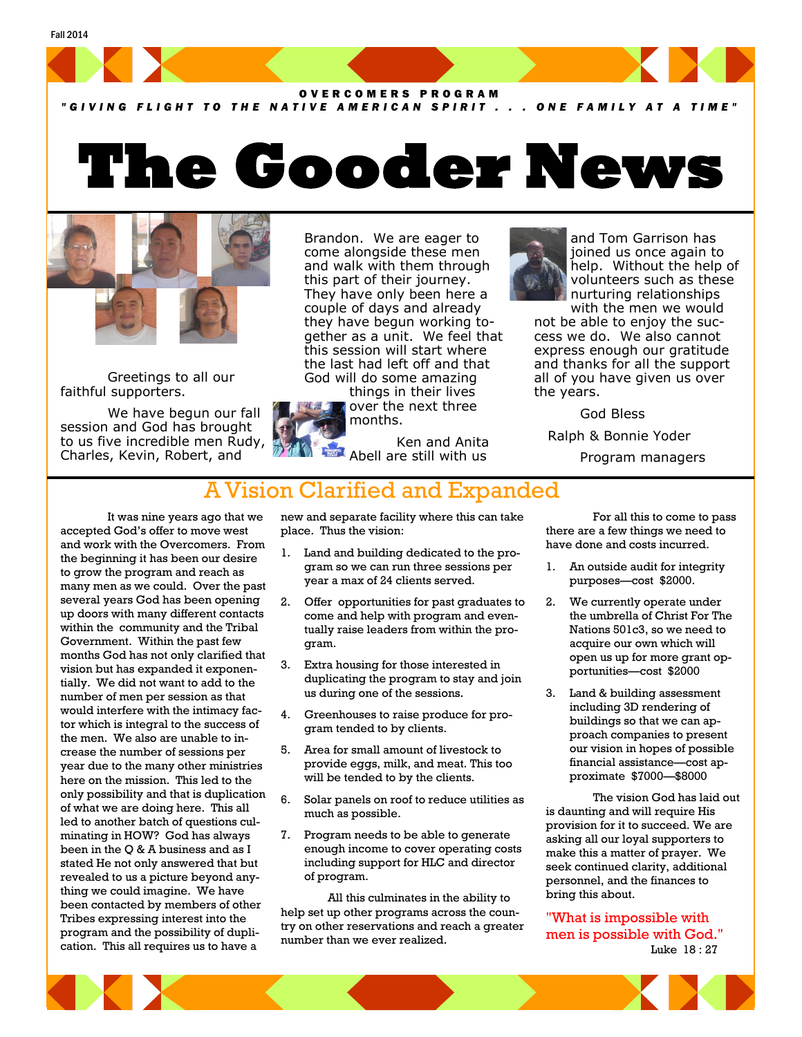Fall 2014

OVERCOMERS PROGRAM

*"GIVING FLIGHT TO THE NATIVE AMERICAN SPIRIT . . . ONE FAMILY AT A TIME"*

# The Gooder News

Greetings to all our faithful supporters.

We have begun our fall session and God has brought to us five incredible men Rudy, Charles, Kevin, Robert, and Brandon. We are eager to come alongside these men and walk with them through this part of their journey. They have only been here a couple of days and already they have begun working together as a unit. We feel that this session will start where the last had left off and that God will do some amazing things in their lives over the next three months.

Ken and Anita Abell are still with us and Tom Garrison has joined us once again to help. Without the help of volunteers such as these nurturing relationships with the men we would not be able to enjoy the success we do. We also cannot express enough our gratitude and thanks for all the support all of you have given us over the years.

God Bless

Ralph & Bonnie Yoder

Program managers

## A Vision Clarified and Expanded

It was nine years ago that we accepted God's offer to move west and work with the Overcomers. From the beginning it has been our desire to grow the program and reach as many men as we could. Over the past several years God has been opening up doors with many different contacts within the community and the Tribal Government. Within the past few months God has not only clarified that vision but has expanded it exponentially. We did not want to add to the number of men per session as that would interfere with the intimacy factor which is integral to the success of the men. We also are unable to increase the number of sessions per year due to the many other ministries here on the mission. This led to the only possibility and that is duplication of what we are doing here. This all led to another batch of questions culminating in HOW? God has always been in the Q & A business and as I stated He not only answered that but revealed to us a picture beyond anything we could imagine. We have been contacted by members of other Tribes expressing interest into the program and the possibility of duplication. This all requires us to have a new and separate facility where this can take place. Thus the vision:

1. Land and building dedicated to the program so we can run three sessions per year a max of 24 clients served.
2. Offer opportunities for past graduates to come and help with program and eventually raise leaders from within the program.
3. Extra housing for those interested in duplicating the program to stay and join us during one of the sessions.
4. Greenhouses to raise produce for program tended to by clients.
5. Area for small amount of livestock to provide eggs, milk, and meat. This too will be tended to by the clients.
6. Solar panels on roof to reduce utilities as much as possible.
7. Program needs to be able to generate enough income to cover operating costs including support for HLC and director of program.

All this culminates in the ability to help set up other programs across the country on other reservations and reach a greater number than we ever realized.

For all this to come to pass there are a few things we need to have done and costs incurred.

1. An outside audit for integrity purposes—cost $2000.
2. We currently operate under the umbrella of Christ For The Nations 501c3, so we need to acquire our own which will open us up for more grant opportunities—cost $2000
3. Land & building assessment including 3D rendering of buildings so that we can approach companies to present our vision in hopes of possible financial assistance—cost approximate $7000—$8000

The vision God has laid out is daunting and will require His provision for it to succeed. We are asking all our loyal supporters to make this a matter of prayer. We seek continued clarity, additional personnel, and the finances to bring this about.

"What is impossible with men is possible with God."
Luke 18 : 27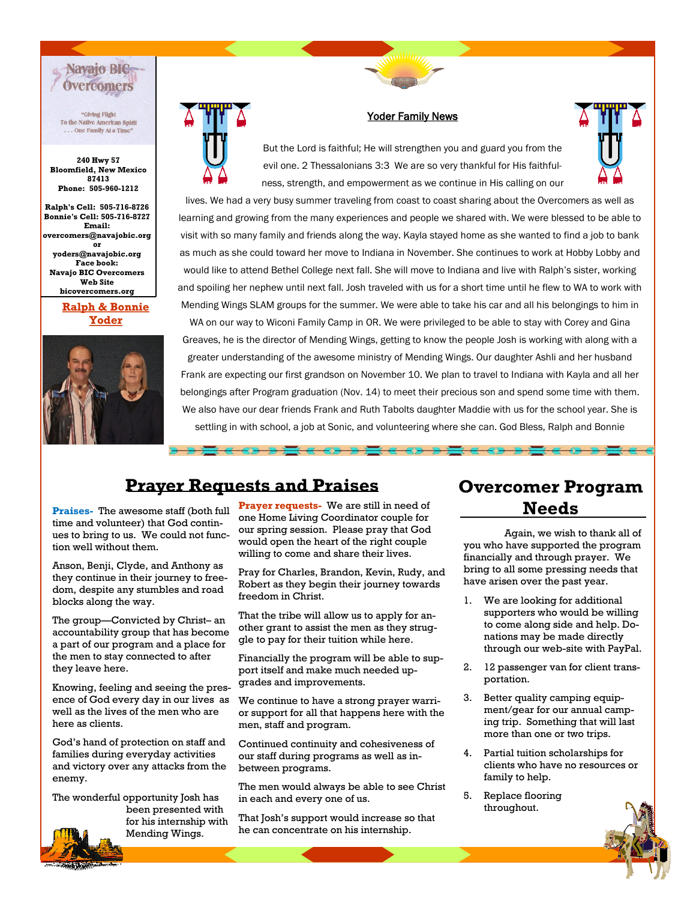Navajo BIC Overcomers

"Giving Flight To the Native American Spirit . . . One Family At a Time"

240 Hwy 57
Bloomfield, New Mexico 87413
Phone: 505-960-1212

Ralph's Cell: 505-716-8726
Bonnie's Cell: 505-716-8727
Email:
overcomers@navajobic.org
or
yoders@navajobic.org
Face book:
Navajo BIC Overcomers
Web Site
bicovercomers.org

**Ralph & Bonnie Yoder**

## Yoder Family News

But the Lord is faithful; He will strengthen you and guard you from the evil one. 2 Thessalonians 3:3 We are so very thankful for His faithfulness, strength, and empowerment as we continue in His calling on our lives. We had a very busy summer traveling from coast to coast sharing about the Overcomers as well as learning and growing from the many experiences and people we shared with. We were blessed to be able to visit with so many family and friends along the way. Kayla stayed home as she wanted to find a job to bank as much as she could toward her move to Indiana in November. She continues to work at Hobby Lobby and would like to attend Bethel College next fall. She will move to Indiana and live with Ralph's sister, working and spoiling her nephew until next fall. Josh traveled with us for a short time until he flew to WA to work with Mending Wings SLAM groups for the summer. We were able to take his car and all his belongings to him in WA on our way to Wiconi Family Camp in OR. We were privileged to be able to stay with Corey and Gina Greaves, he is the director of Mending Wings, getting to know the people Josh is working with along with a greater understanding of the awesome ministry of Mending Wings. Our daughter Ashli and her husband Frank are expecting our first grandson on November 10. We plan to travel to Indiana with Kayla and all her belongings after Program graduation (Nov. 14) to meet their precious son and spend some time with them. We also have our dear friends Frank and Ruth Tabolts daughter Maddie with us for the school year. She is settling in with school, a job at Sonic, and volunteering where she can. God Bless, Ralph and Bonnie

## Prayer Requests and Praises

**Praises-** The awesome staff (both full time and volunteer) that God continues to bring to us. We could not function well without them.

Anson, Benji, Clyde, and Anthony as they continue in their journey to freedom, despite any stumbles and road blocks along the way.

The group—Convicted by Christ– an accountability group that has become a part of our program and a place for the men to stay connected to after they leave here.

Knowing, feeling and seeing the presence of God every day in our lives as well as the lives of the men who are here as clients.

God's hand of protection on staff and families during everyday activities and victory over any attacks from the enemy.

The wonderful opportunity Josh has been presented with for his internship with Mending Wings.

**Prayer requests-** We are still in need of one Home Living Coordinator couple for our spring session. Please pray that God would open the heart of the right couple willing to come and share their lives.

Pray for Charles, Brandon, Kevin, Rudy, and Robert as they begin their journey towards freedom in Christ.

That the tribe will allow us to apply for another grant to assist the men as they struggle to pay for their tuition while here.

Financially the program will be able to support itself and make much needed upgrades and improvements.

We continue to have a strong prayer warrior support for all that happens here with the men, staff and program.

Continued continuity and cohesiveness of our staff during programs as well as in-between programs.

The men would always be able to see Christ in each and every one of us.

That Josh's support would increase so that he can concentrate on his internship.

## Overcomer Program Needs

Again, we wish to thank all of you who have supported the program financially and through prayer. We bring to all some pressing needs that have arisen over the past year.

1. We are looking for additional supporters who would be willing to come along side and help. Donations may be made directly through our web-site with PayPal.
2. 12 passenger van for client transportation.
3. Better quality camping equipment/gear for our annual camping trip. Something that will last more than one or two trips.
4. Partial tuition scholarships for clients who have no resources or family to help.
5. Replace flooring throughout.